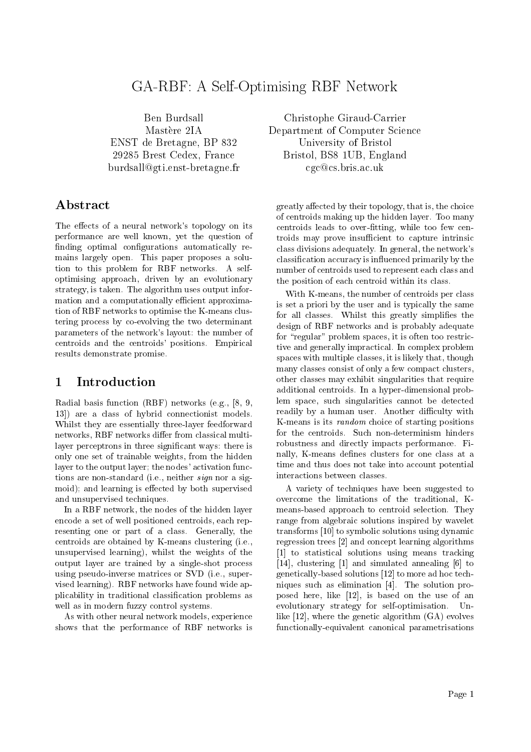# GA-RBF: A Self-Optimising RBF Network

Ben Burdsall
Mastère 2IA
ENST de Bretagne, BP 832
29285 Brest Cedex, France
burdsall@gti.enst-bretagne.fr

Christophe Giraud-Carrier
Department of Computer Science
University of Bristol
Bristol, BS8 1UB, England
cgc@cs.bris.ac.uk

## Abstract

The effects of a neural network's topology on its performance are well known, yet the question of finding optimal configurations automatically remains largely open. This paper proposes a solution to this problem for RBF networks. A self-optimising approach, driven by an evolutionary strategy, is taken. The algorithm uses output information and a computationally efficient approximation of RBF networks to optimise the K-means clustering process by co-evolving the two determinant parameters of the network's layout: the number of centroids and the centroids' positions. Empirical results demonstrate promise.

## 1 Introduction

Radial basis function (RBF) networks (e.g., [8, 9, 13]) are a class of hybrid connectionist models. Whilst they are essentially three-layer feedforward networks, RBF networks differ from classical multilayer perceptrons in three significant ways: there is only one set of trainable weights, from the hidden layer to the output layer; the nodes' activation functions are non-standard (i.e., neither *sign* nor a sigmoid); and learning is effected by both supervised and unsupervised techniques.

In a RBF network, the nodes of the hidden layer encode a set of well positioned centroids, each representing one or part of a class. Generally, the centroids are obtained by K-means clustering (i.e., unsupervised learning), whilst the weights of the output layer are trained by a single-shot process using pseudo-inverse matrices or SVD (i.e., supervised learning). RBF networks have found wide applicability in traditional classification problems as well as in modern fuzzy control systems.

As with other neural network models, experience shows that the performance of RBF networks is greatly affected by their topology, that is, the choice of centroids making up the hidden layer. Too many centroids leads to over-fitting, while too few centroids may prove insufficient to capture intrinsic class divisions adequately. In general, the network's classification accuracy is influenced primarily by the number of centroids used to represent each class and the position of each centroid within its class.

With K-means, the number of centroids per class is set a priori by the user and is typically the same for all classes. Whilst this greatly simplifies the design of RBF networks and is probably adequate for "regular" problem spaces, it is often too restrictive and generally impractical. In complex problem spaces with multiple classes, it is likely that, though many classes consist of only a few compact clusters, other classes may exhibit singularities that require additional centroids. In a hyper-dimensional problem space, such singularities cannot be detected readily by a human user. Another difficulty with K-means is its *random* choice of starting positions for the centroids. Such non-determinism hinders robustness and directly impacts performance. Finally, K-means defines clusters for one class at a time and thus does not take into account potential interactions between classes.

A variety of techniques have been suggested to overcome the limitations of the traditional, K-means-based approach to centroid selection. They range from algebraic solutions inspired by wavelet transforms [10] to symbolic solutions using dynamic regression trees [2] and concept learning algorithms [1] to statistical solutions using means tracking [14], clustering [1] and simulated annealing [6] to genetically-based solutions [12] to more ad hoc techniques such as elimination [4]. The solution proposed here, like [12], is based on the use of an evolutionary strategy for self-optimisation. Unlike [12], where the genetic algorithm (GA) evolves functionally-equivalent canonical parametrisations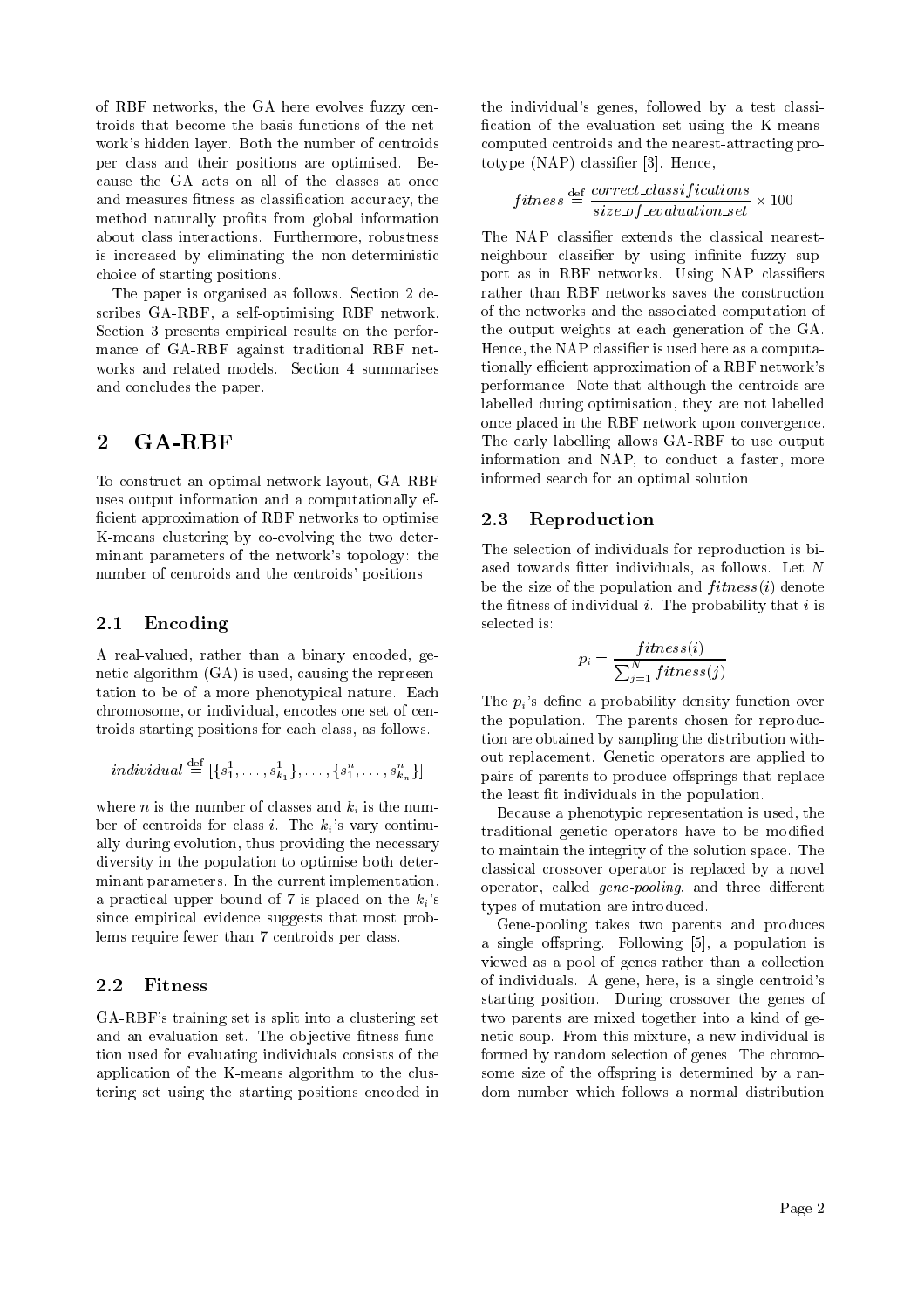of RBF networks, the GA here evolves fuzzy centroids that become the basis functions of the network's hidden layer. Both the number of centroids per class and their positions are optimised. Because the GA acts on all of the classes at once and measures fitness as classification accuracy, the method naturally profits from global information about class interactions. Furthermore, robustness is increased by eliminating the non-deterministic choice of starting positions.

The paper is organised as follows. Section 2 describes GA-RBF, a self-optimising RBF network. Section 3 presents empirical results on the performance of GA-RBF against traditional RBF networks and related models. Section 4 summarises and concludes the paper.

## 2 GA-RBF

To construct an optimal network layout, GA-RBF uses output information and a computationally efficient approximation of RBF networks to optimise K-means clustering by co-evolving the two determinant parameters of the network's topology: the number of centroids and the centroids' positions.

### 2.1 Encoding

A real-valued, rather than a binary encoded, genetic algorithm (GA) is used, causing the representation to be of a more phenotypical nature. Each chromosome, or individual, encodes one set of centroids starting positions for each class, as follows.

$$individual \stackrel{\text{def}}{=} [\{s^1_1, \ldots, s^1_{k_1}\}, \ldots, \{s^n_1, \ldots, s^n_{k_n}\}]$$

where $n$ is the number of classes and $k_i$ is the number of centroids for class $i$. The $k_i$'s vary continually during evolution, thus providing the necessary diversity in the population to optimise both determinant parameters. In the current implementation, a practical upper bound of 7 is placed on the $k_i$'s since empirical evidence suggests that most problems require fewer than 7 centroids per class.

### 2.2 Fitness

GA-RBF's training set is split into a clustering set and an evaluation set. The objective fitness function used for evaluating individuals consists of the application of the K-means algorithm to the clustering set using the starting positions encoded in the individual's genes, followed by a test classification of the evaluation set using the K-means-computed centroids and the nearest-attracting prototype (NAP) classifier [3]. Hence,

$$fitness \stackrel{\text{def}}{=} \frac{correct\_classifications}{size\_of\_evaluation\_set} \times 100$$

The NAP classifier extends the classical nearest-neighbour classifier by using infinite fuzzy support as in RBF networks. Using NAP classifiers rather than RBF networks saves the construction of the networks and the associated computation of the output weights at each generation of the GA. Hence, the NAP classifier is used here as a computationally efficient approximation of a RBF network's performance. Note that although the centroids are labelled during optimisation, they are not labelled once placed in the RBF network upon convergence. The early labelling allows GA-RBF to use output information and NAP, to conduct a faster, more informed search for an optimal solution.

### 2.3 Reproduction

The selection of individuals for reproduction is biased towards fitter individuals, as follows. Let $N$ be the size of the population and $fitness(i)$ denote the fitness of individual $i$. The probability that $i$ is selected is:

$$p_i = \frac{fitness(i)}{\sum_{j=1}^{N} fitness(j)}$$

The $p_i$'s define a probability density function over the population. The parents chosen for reproduction are obtained by sampling the distribution without replacement. Genetic operators are applied to pairs of parents to produce offsprings that replace the least fit individuals in the population.

Because a phenotypic representation is used, the traditional genetic operators have to be modified to maintain the integrity of the solution space. The classical crossover operator is replaced by a novel operator, called *gene-pooling*, and three different types of mutation are introduced.

Gene-pooling takes two parents and produces a single offspring. Following [5], a population is viewed as a pool of genes rather than a collection of individuals. A gene, here, is a single centroid's starting position. During crossover the genes of two parents are mixed together into a kind of genetic soup. From this mixture, a new individual is formed by random selection of genes. The chromosome size of the offspring is determined by a random number which follows a normal distribution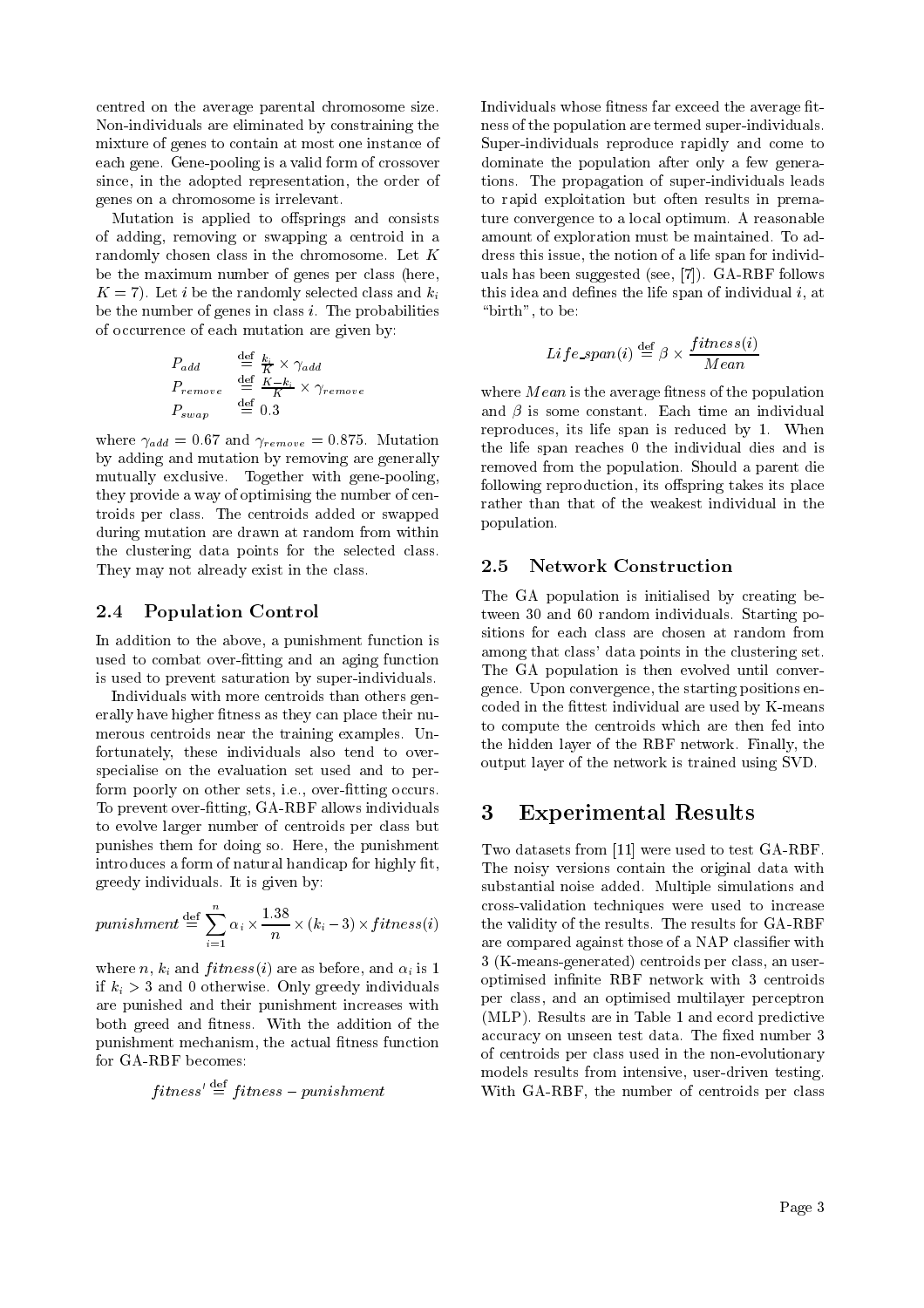centred on the average parental chromosome size. Non-individuals are eliminated by constraining the mixture of genes to contain at most one instance of each gene. Gene-pooling is a valid form of crossover since, in the adopted representation, the order of genes on a chromosome is irrelevant.

Mutation is applied to offsprings and consists of adding, removing or swapping a centroid in a randomly chosen class in the chromosome. Let $K$ be the maximum number of genes per class (here, $K = 7$). Let $i$ be the randomly selected class and $k_i$ be the number of genes in class $i$. The probabilities of occurrence of each mutation are given by:

$$P_{add} \stackrel{\text{def}}{=} \frac{k_i}{K} \times \gamma_{add}$$
$$P_{remove} \stackrel{\text{def}}{=} \frac{K-k_i}{K} \times \gamma_{remove}$$
$$P_{swap} \stackrel{\text{def}}{=} 0.3$$

where $\gamma_{add} = 0.67$ and $\gamma_{remove} = 0.875$. Mutation by adding and mutation by removing are generally mutually exclusive. Together with gene-pooling, they provide a way of optimising the number of centroids per class. The centroids added or swapped during mutation are drawn at random from within the clustering data points for the selected class. They may not already exist in the class.

### 2.4 Population Control

In addition to the above, a punishment function is used to combat over-fitting and an aging function is used to prevent saturation by super-individuals.

Individuals with more centroids than others generally have higher fitness as they can place their numerous centroids near the training examples. Unfortunately, these individuals also tend to over-specialise on the evaluation set used and to perform poorly on other sets, i.e., over-fitting occurs. To prevent over-fitting, GA-RBF allows individuals to evolve larger number of centroids per class but punishes them for doing so. Here, the punishment introduces a form of natural handicap for highly fit, greedy individuals. It is given by:

$$punishment \stackrel{\text{def}}{=} \sum_{i=1}^{n} \alpha_i \times \frac{1.38}{n} \times (k_i - 3) \times fitness(i)$$

where $n$, $k_i$ and $fitness(i)$ are as before, and $\alpha_i$ is 1 if $k_i > 3$ and 0 otherwise. Only greedy individuals are punished and their punishment increases with both greed and fitness. With the addition of the punishment mechanism, the actual fitness function for GA-RBF becomes:

$$fitness' \stackrel{\text{def}}{=} fitness - punishment$$

Individuals whose fitness far exceed the average fitness of the population are termed super-individuals. Super-individuals reproduce rapidly and come to dominate the population after only a few generations. The propagation of super-individuals leads to rapid exploitation but often results in premature convergence to a local optimum. A reasonable amount of exploration must be maintained. To address this issue, the notion of a life span for individuals has been suggested (see, [7]). GA-RBF follows this idea and defines the life span of individual $i$, at "birth", to be:

$$Life\_span(i) \stackrel{\text{def}}{=} \beta \times \frac{fitness(i)}{Mean}$$

where $Mean$ is the average fitness of the population and $\beta$ is some constant. Each time an individual reproduces, its life span is reduced by 1. When the life span reaches 0 the individual dies and is removed from the population. Should a parent die following reproduction, its offspring takes its place rather than that of the weakest individual in the population.

### 2.5 Network Construction

The GA population is initialised by creating between 30 and 60 random individuals. Starting positions for each class are chosen at random from among that class' data points in the clustering set. The GA population is then evolved until convergence. Upon convergence, the starting positions encoded in the fittest individual are used by K-means to compute the centroids which are then fed into the hidden layer of the RBF network. Finally, the output layer of the network is trained using SVD.

## 3 Experimental Results

Two datasets from [11] were used to test GA-RBF. The noisy versions contain the original data with substantial noise added. Multiple simulations and cross-validation techniques were used to increase the validity of the results. The results for GA-RBF are compared against those of a NAP classifier with 3 (K-means-generated) centroids per class, an user-optimised infinite RBF network with 3 centroids per class, and an optimised multilayer perceptron (MLP). Results are in Table 1 and ecord predictive accuracy on unseen test data. The fixed number 3 of centroids per class used in the non-evolutionary models results from intensive, user-driven testing. With GA-RBF, the number of centroids per class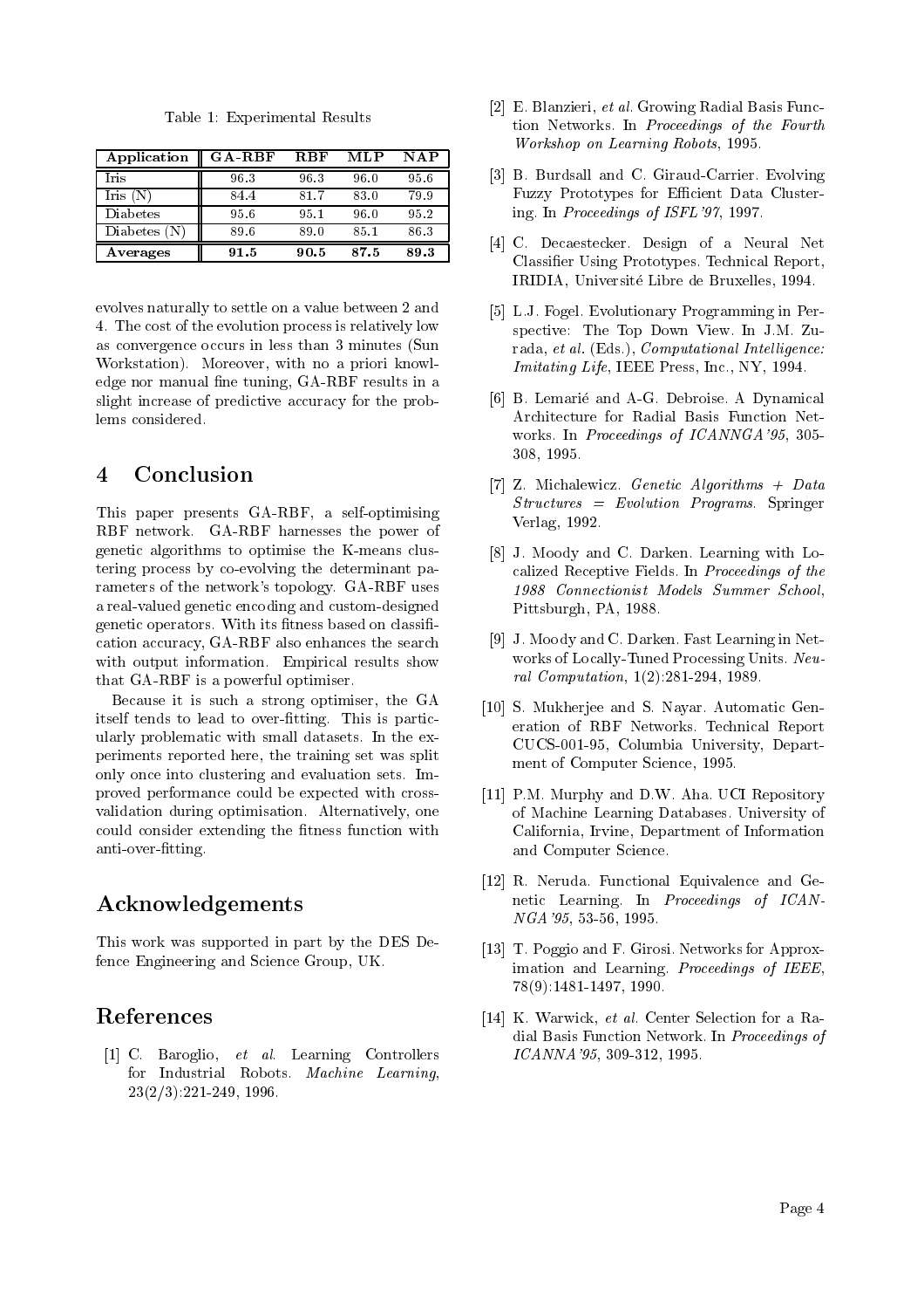Table 1: Experimental Results

| Application | GA-RBF | RBF | MLP | NAP |
|---|---|---|---|---|
| Iris | 96.3 | 96.3 | 96.0 | 95.6 |
| Iris (N) | 84.4 | 81.7 | 83.0 | 79.9 |
| Diabetes | 95.6 | 95.1 | 96.0 | 95.2 |
| Diabetes (N) | 89.6 | 89.0 | 85.1 | 86.3 |
| **Averages** | **91.5** | **90.5** | **87.5** | **89.3** |

evolves naturally to settle on a value between 2 and 4. The cost of the evolution process is relatively low as convergence occurs in less than 3 minutes (Sun Workstation). Moreover, with no a priori knowledge nor manual fine tuning, GA-RBF results in a slight increase of predictive accuracy for the problems considered.

# 4 Conclusion

This paper presents GA-RBF, a self-optimising RBF network. GA-RBF harnesses the power of genetic algorithms to optimise the K-means clustering process by co-evolving the determinant parameters of the network's topology. GA-RBF uses a real-valued genetic encoding and custom-designed genetic operators. With its fitness based on classification accuracy, GA-RBF also enhances the search with output information. Empirical results show that GA-RBF is a powerful optimiser.

Because it is such a strong optimiser, the GA itself tends to lead to over-fitting. This is particularly problematic with small datasets. In the experiments reported here, the training set was split only once into clustering and evaluation sets. Improved performance could be expected with cross-validation during optimisation. Alternatively, one could consider extending the fitness function with anti-over-fitting.

# Acknowledgements

This work was supported in part by the DES Defence Engineering and Science Group, UK.

# References

[1] C. Baroglio, *et al.* Learning Controllers for Industrial Robots. *Machine Learning*, 23(2/3):221-249, 1996.

[2] E. Blanzieri, *et al.* Growing Radial Basis Function Networks. In *Proceedings of the Fourth Workshop on Learning Robots*, 1995.

[3] B. Burdsall and C. Giraud-Carrier. Evolving Fuzzy Prototypes for Efficient Data Clustering. In *Proceedings of ISFL'97*, 1997.

[4] C. Decaestecker. Design of a Neural Net Classifier Using Prototypes. Technical Report, IRIDIA, Université Libre de Bruxelles, 1994.

[5] L.J. Fogel. Evolutionary Programming in Perspective: The Top Down View. In J.M. Zurada, *et al.* (Eds.), *Computational Intelligence: Imitating Life*, IEEE Press, Inc., NY, 1994.

[6] B. Lemarié and A-G. Debroise. A Dynamical Architecture for Radial Basis Function Networks. In *Proceedings of ICANNGA'95*, 305-308, 1995.

[7] Z. Michalewicz. *Genetic Algorithms + Data Structures = Evolution Programs*. Springer Verlag, 1992.

[8] J. Moody and C. Darken. Learning with Localized Receptive Fields. In *Proceedings of the 1988 Connectionist Models Summer School*, Pittsburgh, PA, 1988.

[9] J. Moody and C. Darken. Fast Learning in Networks of Locally-Tuned Processing Units. *Neural Computation*, 1(2):281-294, 1989.

[10] S. Mukherjee and S. Nayar. Automatic Generation of RBF Networks. Technical Report CUCS-001-95, Columbia University, Department of Computer Science, 1995.

[11] P.M. Murphy and D.W. Aha. UCI Repository of Machine Learning Databases. University of California, Irvine, Department of Information and Computer Science.

[12] R. Neruda. Functional Equivalence and Genetic Learning. In *Proceedings of ICANNGA'95*, 53-56, 1995.

[13] T. Poggio and F. Girosi. Networks for Approximation and Learning. *Proceedings of IEEE*, 78(9):1481-1497, 1990.

[14] K. Warwick, *et al.* Center Selection for a Radial Basis Function Network. In *Proceedings of ICANNA'95*, 309-312, 1995.